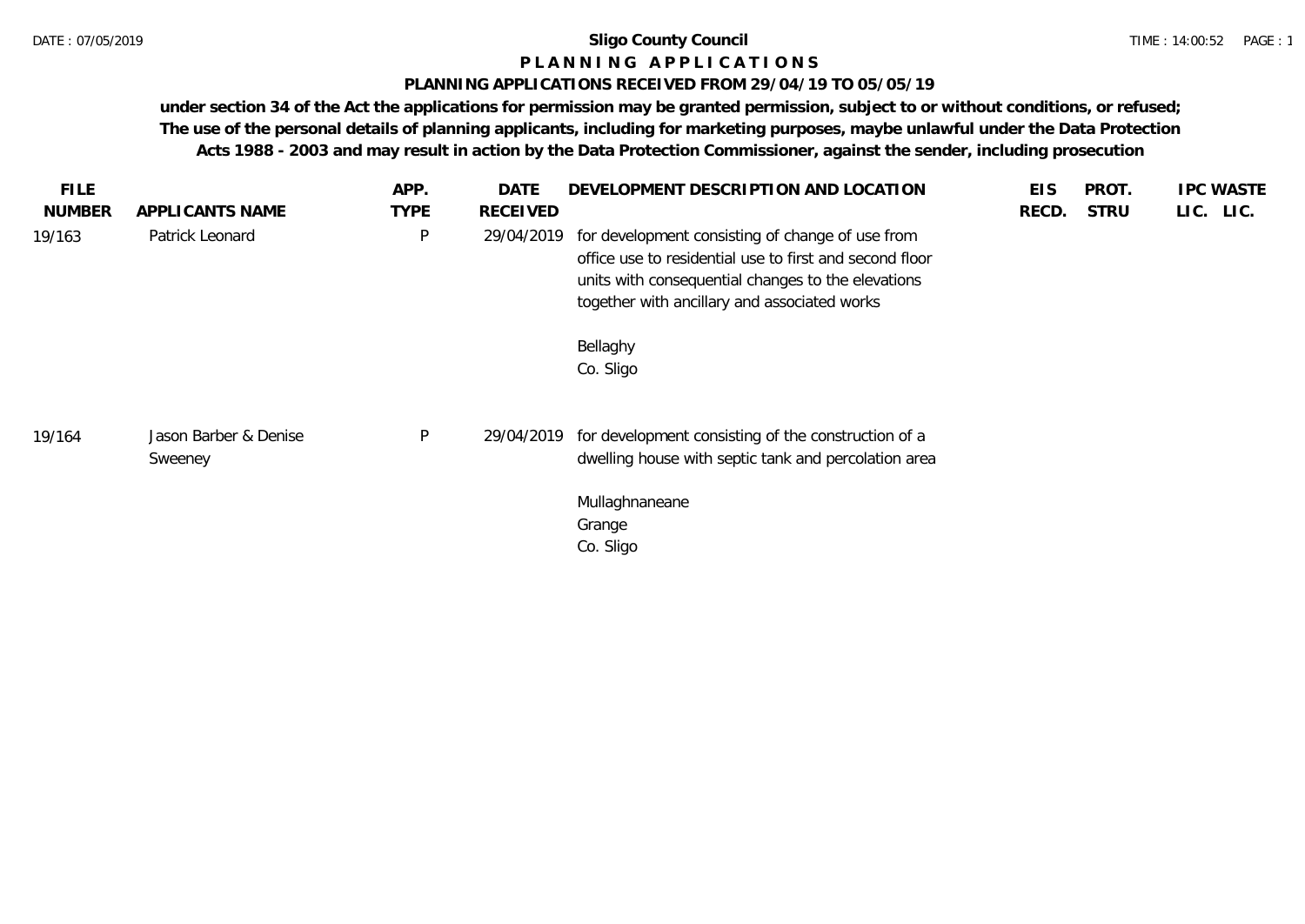# Sligo County Council

## P L A N N I N G A P P L I C A T I O N S

### PLANNING APPLICATIONS RECEIVED FROM 29/04/19 TO 05/05/19

**under section 34 of the Act the applications for permission may be granted permission, subject to or without conditions, or refused; The use of the personal details of planning applicants, including for marketing purposes, maybe unlawful under the Data Protection Acts 1988 - 2003 and may result in action by the Data Protection Commissioner, against the sender, including prosecution**

| FILE NUMBER | APPLICANTS NAME | APP. TYPE | DATE RECEIVED | DEVELOPMENT DESCRIPTION AND LOCATION | EIS RECD. | PROT. STRU | IPC LIC. | WASTE LIC. |
|---|---|---|---|---|---|---|---|---|
| 19/163 | Patrick Leonard | P | 29/04/2019 | for development consisting of change of use from office use to residential use to first and second floor units with consequential changes to the elevations together with ancillary and associated works<br><br>Bellaghy<br>Co. Sligo | | | | |
| 19/164 | Jason Barber & Denise Sweeney | P | 29/04/2019 | for development consisting of the construction of a dwelling house with septic tank and percolation area<br><br>Mullaghnaneane<br>Grange<br>Co. Sligo | | | | |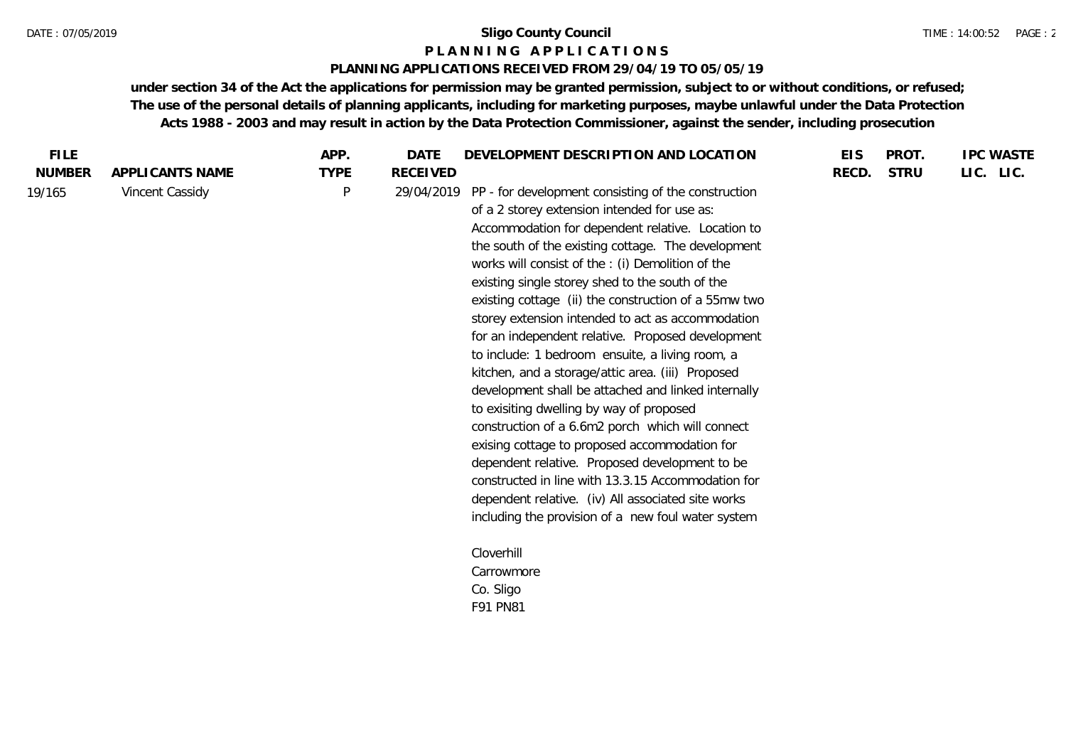**Sligo County Council**

**P L A N N I N G   A P P L I C A T I O N S**

**PLANNING APPLICATIONS RECEIVED FROM 29/04/19 TO 05/05/19**

**under section 34 of the Act the applications for permission may be granted permission, subject to or without conditions, or refused; The use of the personal details of planning applicants, including for marketing purposes, maybe unlawful under the Data Protection Acts 1988 - 2003 and may result in action by the Data Protection Commissioner, against the sender, including prosecution**

| FILE NUMBER | APPLICANTS NAME | APP. TYPE | DATE RECEIVED | DEVELOPMENT DESCRIPTION AND LOCATION | EIS RECD. | PROT. STRU | IPC LIC. | WASTE LIC. |
|---|---|---|---|---|---|---|---|---|
| 19/165 | Vincent Cassidy | P | 29/04/2019 | PP - for development consisting of the construction of a 2 storey extension intended for use as: Accommodation for dependent relative. Location to the south of the existing cottage. The development works will consist of the : (i) Demolition of the existing single storey shed to the south of the existing cottage (ii) the construction of a 55mw two storey extension intended to act as accommodation for an independent relative. Proposed development to include: 1 bedroom ensuite, a living room, a kitchen, and a storage/attic area. (iii) Proposed development shall be attached and linked internally to exisiting dwelling by way of proposed construction of a 6.6m2 porch which will connect exising cottage to proposed accommodation for dependent relative. Proposed development to be constructed in line with 13.3.15 Accommodation for dependent relative. (iv) All associated site works including the provision of a new foul water system<br><br>Cloverhill<br>Carrowmore<br>Co. Sligo<br>F91 PN81 | | | | |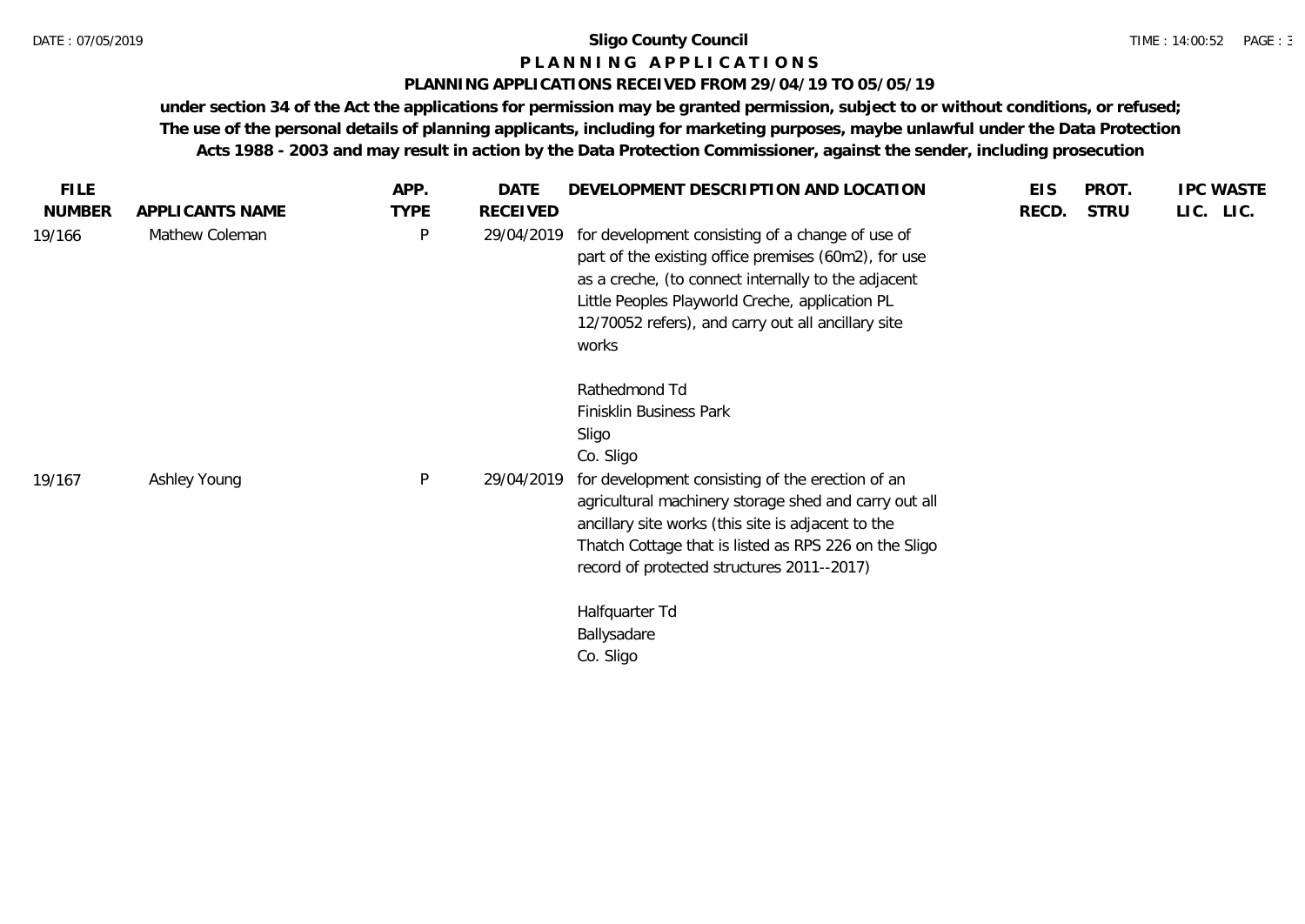# Sligo County Council

## P L A N N I N G   A P P L I C A T I O N S

### PLANNING APPLICATIONS RECEIVED FROM 29/04/19 TO 05/05/19

**under section 34 of the Act the applications for permission may be granted permission, subject to or without conditions, or refused; The use of the personal details of planning applicants, including for marketing purposes, maybe unlawful under the Data Protection Acts 1988 - 2003 and may result in action by the Data Protection Commissioner, against the sender, including prosecution**

| FILE NUMBER | APPLICANTS NAME | APP. TYPE | DATE RECEIVED | DEVELOPMENT DESCRIPTION AND LOCATION | EIS RECD. | PROT. STRU | IPC LIC. | WASTE LIC. |
|---|---|---|---|---|---|---|---|---|
| 19/166 | Mathew Coleman | P | 29/04/2019 | for development consisting of a change of use of part of the existing office premises (60m2), for use as a creche, (to connect internally to the adjacent Little Peoples Playworld Creche, application PL 12/70052 refers), and carry out all ancillary site works<br><br>Rathedmond Td<br>Finisklin Business Park<br>Sligo<br>Co. Sligo | | | | |
| 19/167 | Ashley Young | P | 29/04/2019 | for development consisting of the erection of an agricultural machinery storage shed and carry out all ancillary site works (this site is adjacent to the Thatch Cottage that is listed as RPS 226 on the Sligo record of protected structures 2011--2017)<br><br>Halfquarter Td<br>Ballysadare<br>Co. Sligo | | | | |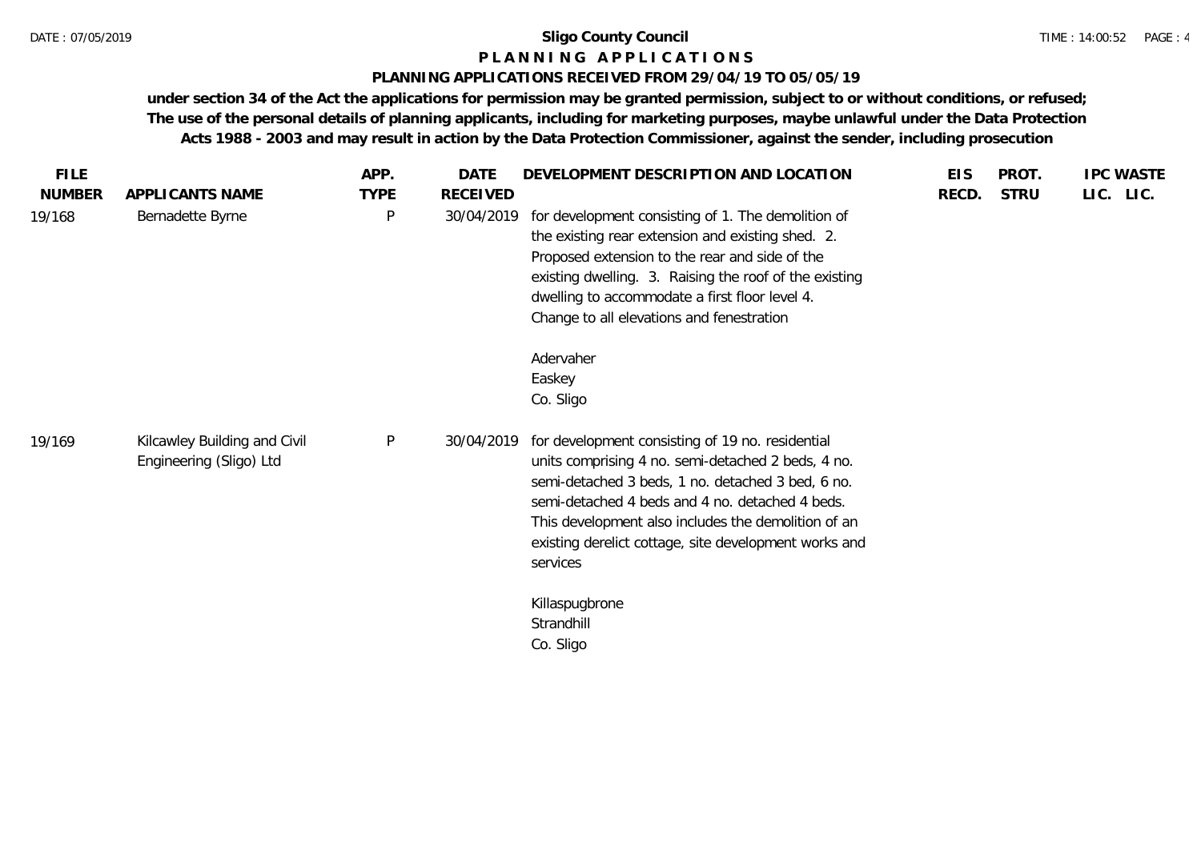**Sligo County Council**

**P L A N N I N G   A P P L I C A T I O N S**

**PLANNING APPLICATIONS RECEIVED FROM 29/04/19 TO 05/05/19**

**under section 34 of the Act the applications for permission may be granted permission, subject to or without conditions, or refused; The use of the personal details of planning applicants, including for marketing purposes, maybe unlawful under the Data Protection Acts 1988 - 2003 and may result in action by the Data Protection Commissioner, against the sender, including prosecution**

| FILE NUMBER | APPLICANTS NAME | APP. TYPE | DATE RECEIVED | DEVELOPMENT DESCRIPTION AND LOCATION | EIS RECD. | PROT. STRU | IPC LIC. | WASTE LIC. |
|---|---|---|---|---|---|---|---|---|
| 19/168 | Bernadette Byrne | P | 30/04/2019 | for development consisting of 1. The demolition of the existing rear extension and existing shed. 2. Proposed extension to the rear and side of the existing dwelling. 3. Raising the roof of the existing dwelling to accommodate a first floor level 4. Change to all elevations and fenestration<br><br>Adervaher<br>Easkey<br>Co. Sligo | | | | |
| 19/169 | Kilcawley Building and Civil Engineering (Sligo) Ltd | P | 30/04/2019 | for development consisting of 19 no. residential units comprising 4 no. semi-detached 2 beds, 4 no. semi-detached 3 beds, 1 no. detached 3 bed, 6 no. semi-detached 4 beds and 4 no. detached 4 beds. This development also includes the demolition of an existing derelict cottage, site development works and services<br><br>Killaspugbrone<br>Strandhill<br>Co. Sligo | | | | |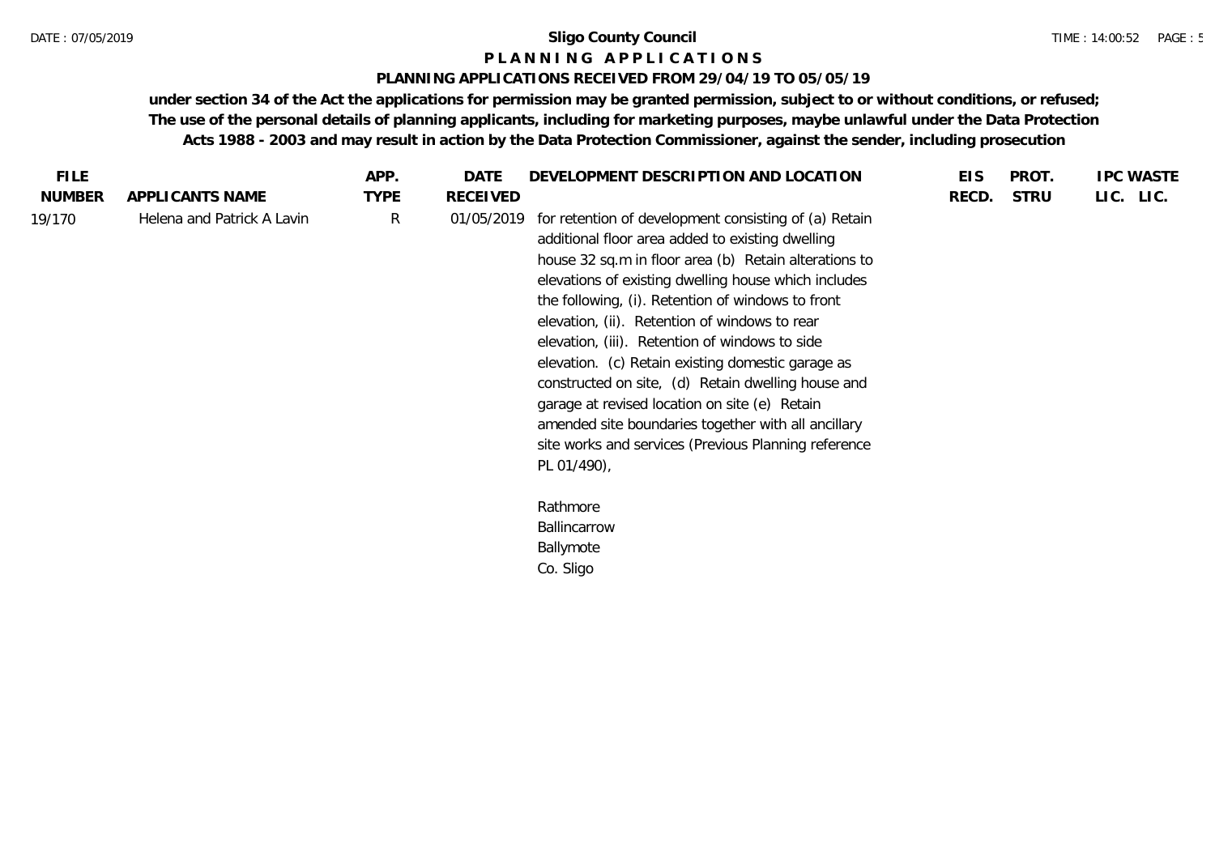**Sligo County Council**

**P L A N N I N G A P P L I C A T I O N S**

**PLANNING APPLICATIONS RECEIVED FROM 29/04/19 TO 05/05/19**

**under section 34 of the Act the applications for permission may be granted permission, subject to or without conditions, or refused; The use of the personal details of planning applicants, including for marketing purposes, maybe unlawful under the Data Protection Acts 1988 - 2003 and may result in action by the Data Protection Commissioner, against the sender, including prosecution**

| FILE NUMBER | APPLICANTS NAME | APP. TYPE | DATE RECEIVED | DEVELOPMENT DESCRIPTION AND LOCATION | EIS RECD. | PROT. STRU | IPC LIC. | WASTE LIC. |
|---|---|---|---|---|---|---|---|---|
| 19/170 | Helena and Patrick A Lavin | R | 01/05/2019 | for retention of development consisting of (a) Retain additional floor area added to existing dwelling house 32 sq.m in floor area (b) Retain alterations to elevations of existing dwelling house which includes the following, (i). Retention of windows to front elevation, (ii). Retention of windows to rear elevation, (iii). Retention of windows to side elevation. (c) Retain existing domestic garage as constructed on site, (d) Retain dwelling house and garage at revised location on site (e) Retain amended site boundaries together with all ancillary site works and services (Previous Planning reference PL 01/490),<br><br>Rathmore<br>Ballincarrow<br>Ballymote<br>Co. Sligo | | | | |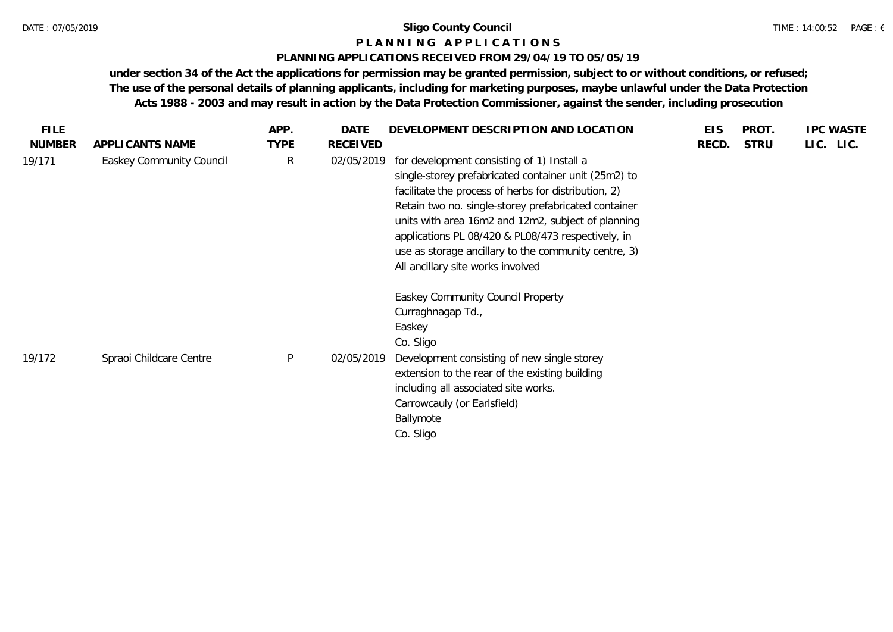# Sligo County Council

## P L A N N I N G   A P P L I C A T I O N S

### PLANNING APPLICATIONS RECEIVED FROM 29/04/19 TO 05/05/19

**under section 34 of the Act the applications for permission may be granted permission, subject to or without conditions, or refused; The use of the personal details of planning applicants, including for marketing purposes, maybe unlawful under the Data Protection Acts 1988 - 2003 and may result in action by the Data Protection Commissioner, against the sender, including prosecution**

| FILE NUMBER | APPLICANTS NAME | APP. TYPE | DATE RECEIVED | DEVELOPMENT DESCRIPTION AND LOCATION | EIS RECD. | PROT. STRU | IPC LIC. | WASTE LIC. |
|---|---|---|---|---|---|---|---|---|
| 19/171 | Easkey Community Council | R | 02/05/2019 | for development consisting of 1) Install a single-storey prefabricated container unit (25m2) to facilitate the process of herbs for distribution, 2) Retain two no. single-storey prefabricated container units with area 16m2 and 12m2, subject of planning applications PL 08/420 & PL08/473 respectively, in use as storage ancillary to the community centre, 3) All ancillary site works involved<br><br>Easkey Community Council Property<br>Curraghnagap Td.,<br>Easkey<br>Co. Sligo | | | | |
| 19/172 | Spraoi Childcare Centre | P | 02/05/2019 | Development consisting of new single storey extension to the rear of the existing building including all associated site works.<br>Carrowcauly (or Earlsfield)<br>Ballymote<br>Co. Sligo | | | | |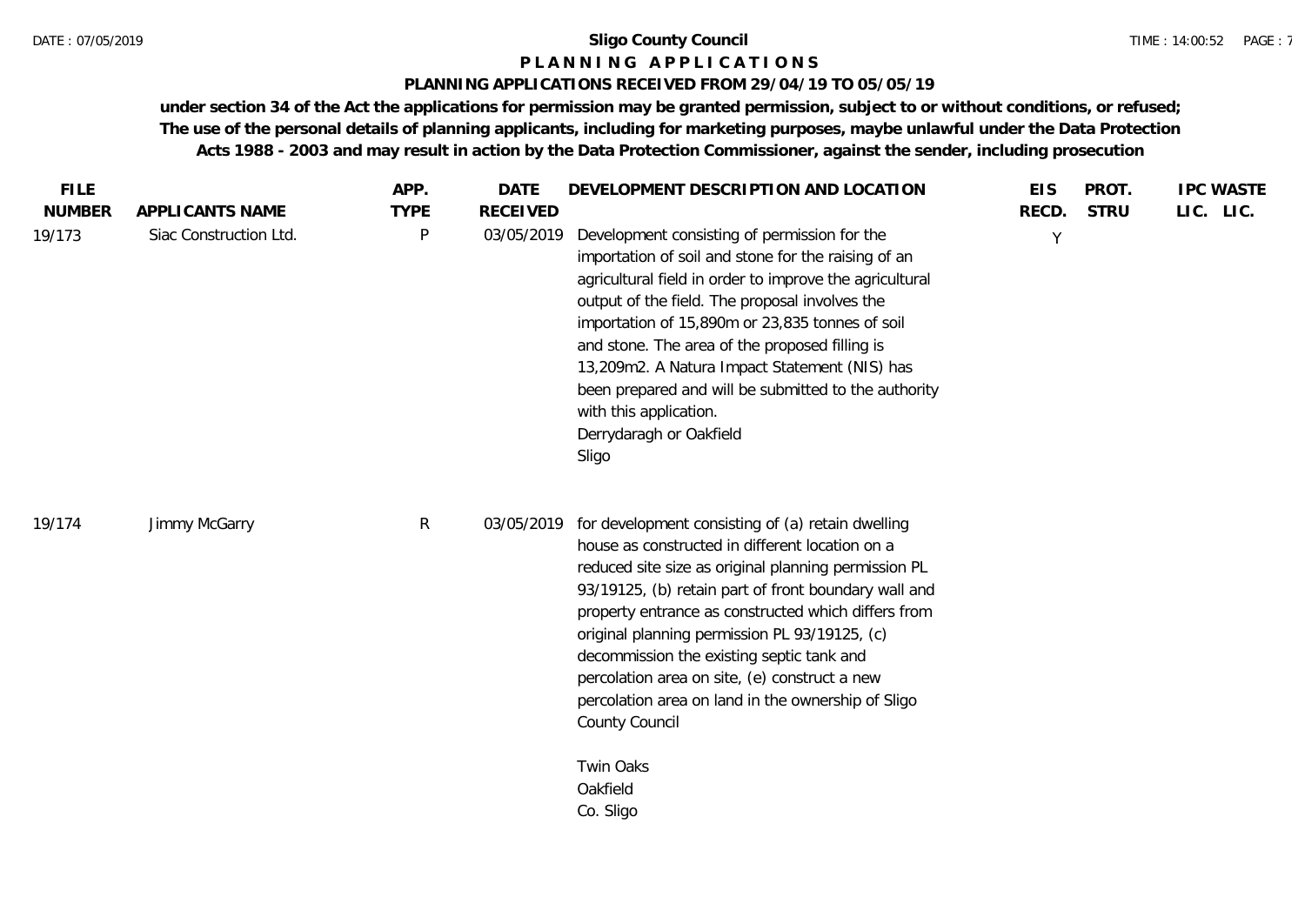**Sligo County Council**

**P L A N N I N G   A P P L I C A T I O N S**

**PLANNING APPLICATIONS RECEIVED FROM 29/04/19 TO 05/05/19**

**under section 34 of the Act the applications for permission may be granted permission, subject to or without conditions, or refused; The use of the personal details of planning applicants, including for marketing purposes, maybe unlawful under the Data Protection Acts 1988 - 2003 and may result in action by the Data Protection Commissioner, against the sender, including prosecution**

| FILE NUMBER | APPLICANTS NAME | APP. TYPE | DATE RECEIVED | DEVELOPMENT DESCRIPTION AND LOCATION | EIS RECD. | PROT. STRU | IPC LIC. | WASTE LIC. |
|---|---|---|---|---|---|---|---|---|
| 19/173 | Siac Construction Ltd. | P | 03/05/2019 | Development consisting of permission for the importation of soil and stone for the raising of an agricultural field in order to improve the agricultural output of the field. The proposal involves the importation of 15,890m or 23,835 tonnes of soil and stone. The area of the proposed filling is 13,209m2. A Natura Impact Statement (NIS) has been prepared and will be submitted to the authority with this application.<br>Derrydaragh or Oakfield<br>Sligo | Y | | | |
| 19/174 | Jimmy McGarry | R | 03/05/2019 | for development consisting of (a) retain dwelling house as constructed in different location on a reduced site size as original planning permission PL 93/19125, (b) retain part of front boundary wall and property entrance as constructed which differs from original planning permission PL 93/19125, (c) decommission the existing septic tank and percolation area on site, (e) construct a new percolation area on land in the ownership of Sligo County Council<br><br>Twin Oaks<br>Oakfield<br>Co. Sligo | | | | |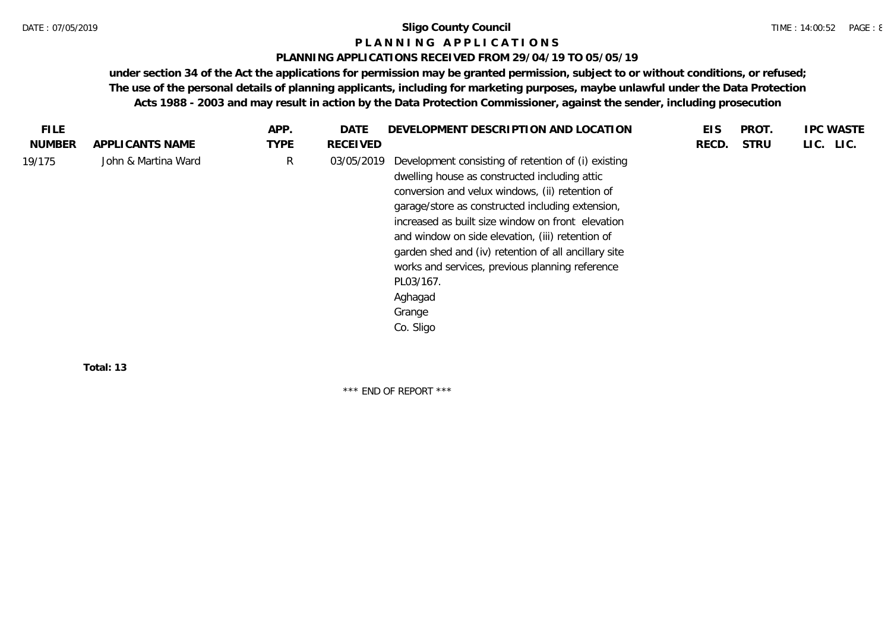**Sligo County Council**

**P L A N N I N G   A P P L I C A T I O N S**

**PLANNING APPLICATIONS RECEIVED FROM 29/04/19 TO 05/05/19**

**under section 34 of the Act the applications for permission may be granted permission, subject to or without conditions, or refused; The use of the personal details of planning applicants, including for marketing purposes, maybe unlawful under the Data Protection Acts 1988 - 2003 and may result in action by the Data Protection Commissioner, against the sender, including prosecution**

| FILE NUMBER | APPLICANTS NAME | APP. TYPE | DATE RECEIVED | DEVELOPMENT DESCRIPTION AND LOCATION | EIS RECD. | PROT. STRU | IPC LIC. | WASTE LIC. |
|---|---|---|---|---|---|---|---|---|
| 19/175 | John & Martina Ward | R | 03/05/2019 | Development consisting of retention of (i) existing dwelling house as constructed including attic conversion and velux windows, (ii) retention of garage/store as constructed including extension, increased as built size window on front elevation and window on side elevation, (iii) retention of garden shed and (iv) retention of all ancillary site works and services, previous planning reference PL03/167.<br>Aghagad<br>Grange<br>Co. Sligo | | | | |

**Total: 13**

\*\*\* END OF REPORT \*\*\*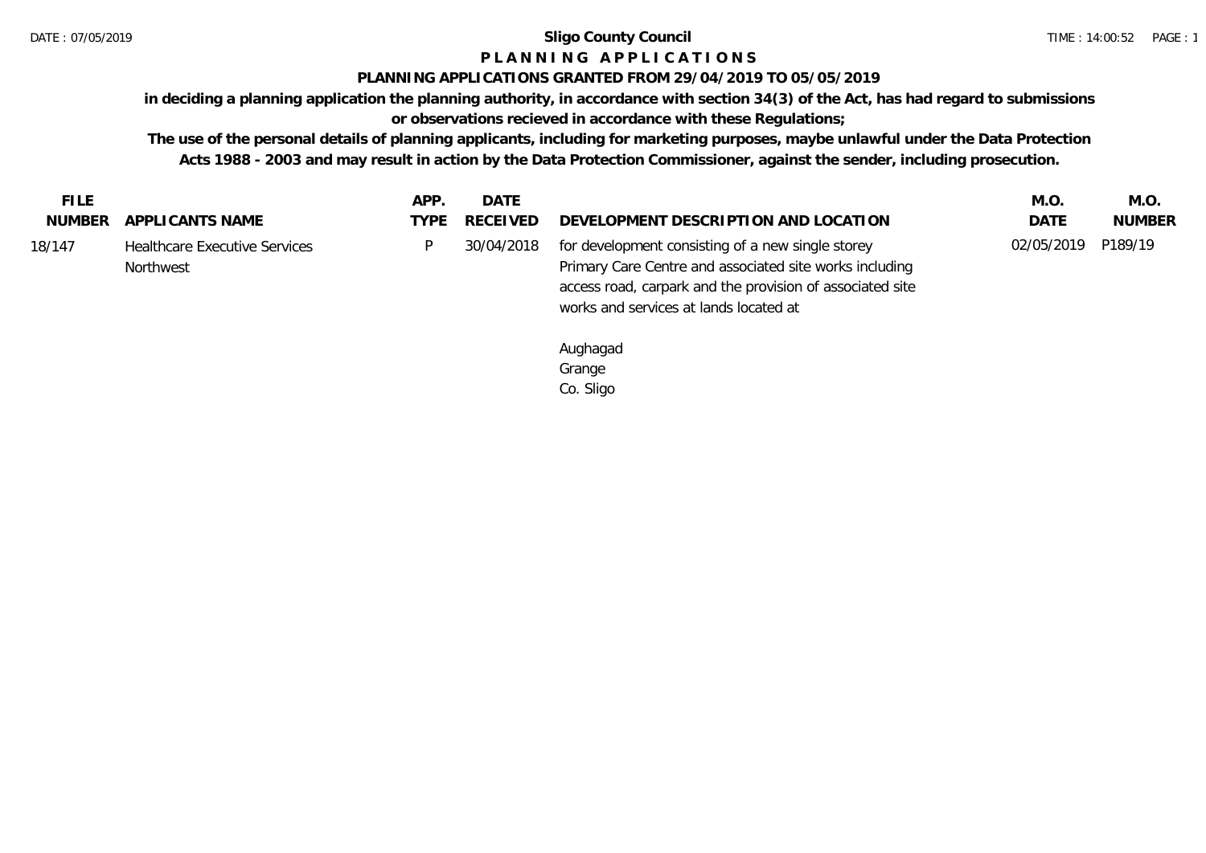**Sligo County Council**

# P L A N N I N G   A P P L I C A T I O N S

**PLANNING APPLICATIONS GRANTED FROM 29/04/2019 TO 05/05/2019**

**in deciding a planning application the planning authority, in accordance with section 34(3) of the Act, has had regard to submissions or observations recieved in accordance with these Regulations;**

**The use of the personal details of planning applicants, including for marketing purposes, maybe unlawful under the Data Protection Acts 1988 - 2003 and may result in action by the Data Protection Commissioner, against the sender, including prosecution.**

| FILE NUMBER | APPLICANTS NAME | APP. TYPE | DATE RECEIVED | DEVELOPMENT DESCRIPTION AND LOCATION | M.O. DATE | M.O. NUMBER |
|---|---|---|---|---|---|---|
| 18/147 | Healthcare Executive Services Northwest | P | 30/04/2018 | for development consisting of a new single storey Primary Care Centre and associated site works including access road, carpark and the provision of associated site works and services at lands located at<br><br>Aughagad<br>Grange<br>Co. Sligo | 02/05/2019 | P189/19 |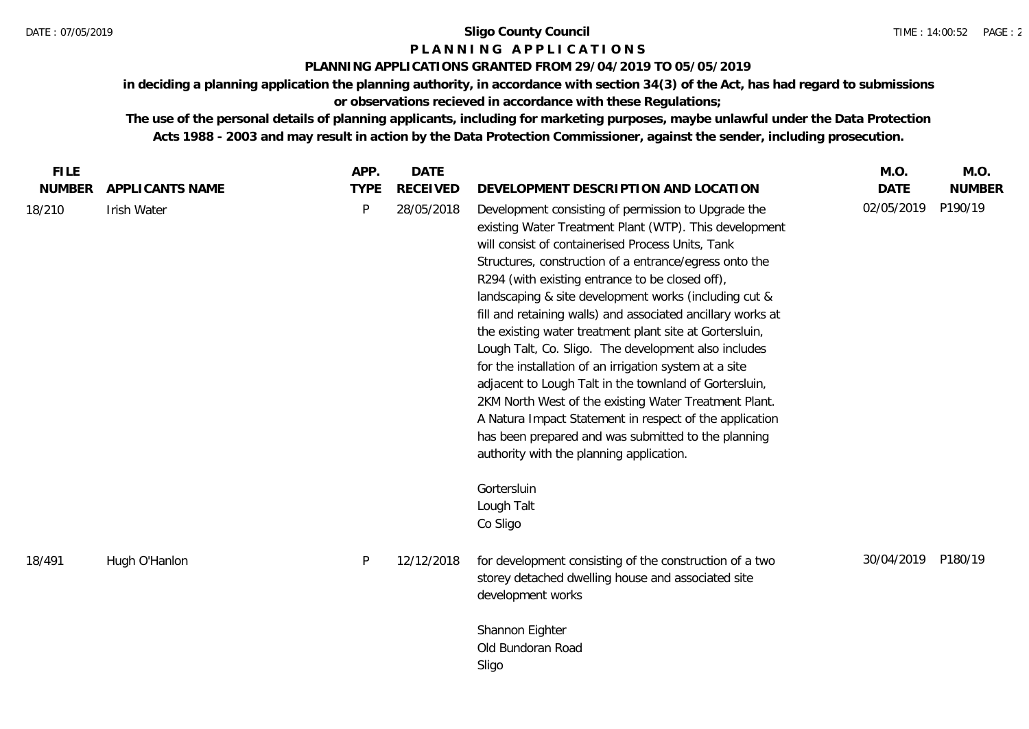**Sligo County Council**

**P L A N N I N G   A P P L I C A T I O N S**

**PLANNING APPLICATIONS GRANTED FROM 29/04/2019 TO 05/05/2019**

**in deciding a planning application the planning authority, in accordance with section 34(3) of the Act, has had regard to submissions or observations recieved in accordance with these Regulations;**

**The use of the personal details of planning applicants, including for marketing purposes, maybe unlawful under the Data Protection Acts 1988 - 2003 and may result in action by the Data Protection Commissioner, against the sender, including prosecution.**

| FILE NUMBER | APPLICANTS NAME | APP. TYPE | DATE RECEIVED | DEVELOPMENT DESCRIPTION AND LOCATION | M.O. DATE | M.O. NUMBER |
|---|---|---|---|---|---|---|
| 18/210 | Irish Water | P | 28/05/2018 | Development consisting of permission to Upgrade the existing Water Treatment Plant (WTP). This development will consist of containerised Process Units, Tank Structures, construction of a entrance/egress onto the R294 (with existing entrance to be closed off), landscaping & site development works (including cut & fill and retaining walls) and associated ancillary works at the existing water treatment plant site at Gortersluin, Lough Talt, Co. Sligo. The development also includes for the installation of an irrigation system at a site adjacent to Lough Talt in the townland of Gortersluin, 2KM North West of the existing Water Treatment Plant. A Natura Impact Statement in respect of the application has been prepared and was submitted to the planning authority with the planning application.<br><br>Gortersluin<br>Lough Talt<br>Co Sligo | 02/05/2019 | P190/19 |
| 18/491 | Hugh O'Hanlon | P | 12/12/2018 | for development consisting of the construction of a two storey detached dwelling house and associated site development works<br><br>Shannon Eighter<br>Old Bundoran Road<br>Sligo | 30/04/2019 | P180/19 |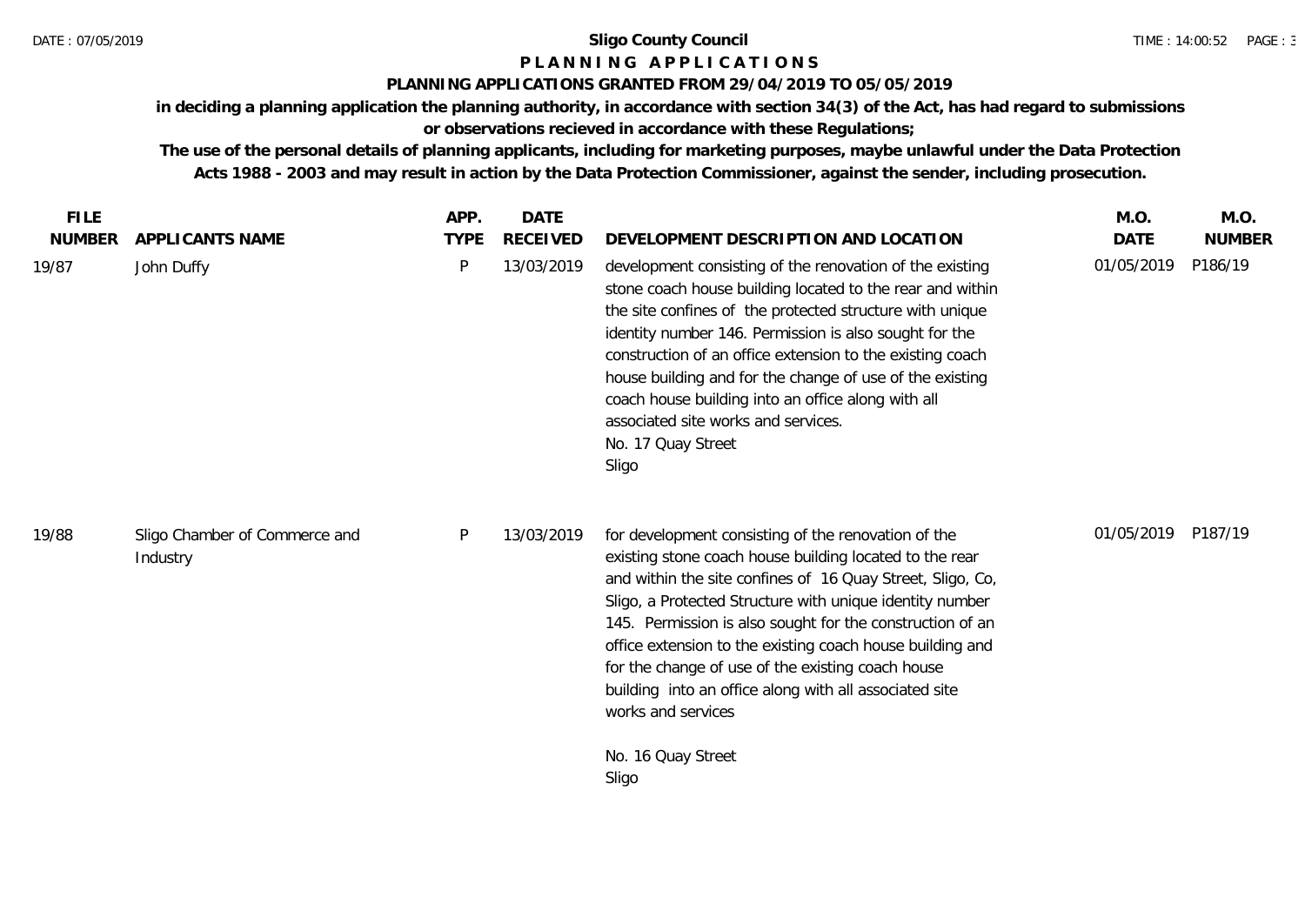**Sligo County Council**

**P L A N N I N G   A P P L I C A T I O N S**

**PLANNING APPLICATIONS GRANTED FROM 29/04/2019 TO 05/05/2019**

**in deciding a planning application the planning authority, in accordance with section 34(3) of the Act, has had regard to submissions or observations recieved in accordance with these Regulations;**

**The use of the personal details of planning applicants, including for marketing purposes, maybe unlawful under the Data Protection Acts 1988 - 2003 and may result in action by the Data Protection Commissioner, against the sender, including prosecution.**

| FILE NUMBER | APPLICANTS NAME | APP. TYPE | DATE RECEIVED | DEVELOPMENT DESCRIPTION AND LOCATION | M.O. DATE | M.O. NUMBER |
|---|---|---|---|---|---|---|
| 19/87 | John Duffy | P | 13/03/2019 | development consisting of the renovation of the existing stone coach house building located to the rear and within the site confines of the protected structure with unique identity number 146. Permission is also sought for the construction of an office extension to the existing coach house building and for the change of use of the existing coach house building into an office along with all associated site works and services.<br>No. 17 Quay Street<br>Sligo | 01/05/2019 | P186/19 |
| 19/88 | Sligo Chamber of Commerce and Industry | P | 13/03/2019 | for development consisting of the renovation of the existing stone coach house building located to the rear and within the site confines of 16 Quay Street, Sligo, Co, Sligo, a Protected Structure with unique identity number 145. Permission is also sought for the construction of an office extension to the existing coach house building and for the change of use of the existing coach house building into an office along with all associated site works and services<br><br>No. 16 Quay Street<br>Sligo | 01/05/2019 | P187/19 |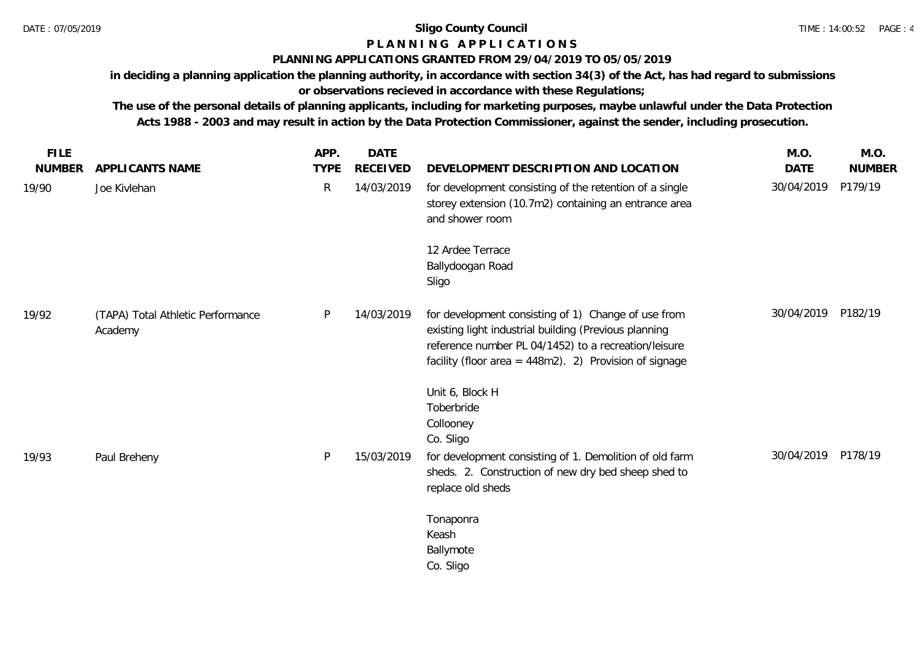**Sligo County Council**

**P L A N N I N G   A P P L I C A T I O N S**

**PLANNING APPLICATIONS GRANTED FROM 29/04/2019 TO 05/05/2019**

**in deciding a planning application the planning authority, in accordance with section 34(3) of the Act, has had regard to submissions or observations recieved in accordance with these Regulations;**

**The use of the personal details of planning applicants, including for marketing purposes, maybe unlawful under the Data Protection Acts 1988 - 2003 and may result in action by the Data Protection Commissioner, against the sender, including prosecution.**

| FILE NUMBER | APPLICANTS NAME | APP. TYPE | DATE RECEIVED | DEVELOPMENT DESCRIPTION AND LOCATION | M.O. DATE | M.O. NUMBER |
|---|---|---|---|---|---|---|
| 19/90 | Joe Kivlehan | R | 14/03/2019 | for development consisting of the retention of a single storey extension (10.7m2) containing an entrance area and shower room<br><br>12 Ardee Terrace<br>Ballydoogan Road<br>Sligo | 30/04/2019 | P179/19 |
| 19/92 | (TAPA) Total Athletic Performance Academy | P | 14/03/2019 | for development consisting of 1) Change of use from existing light industrial building (Previous planning reference number PL 04/1452) to a recreation/leisure facility (floor area = 448m2). 2) Provision of signage<br><br>Unit 6, Block H<br>Toberbride<br>Collooney<br>Co. Sligo | 30/04/2019 | P182/19 |
| 19/93 | Paul Breheny | P | 15/03/2019 | for development consisting of 1. Demolition of old farm sheds. 2. Construction of new dry bed sheep shed to replace old sheds<br><br>Tonaponra<br>Keash<br>Ballymote<br>Co. Sligo | 30/04/2019 | P178/19 |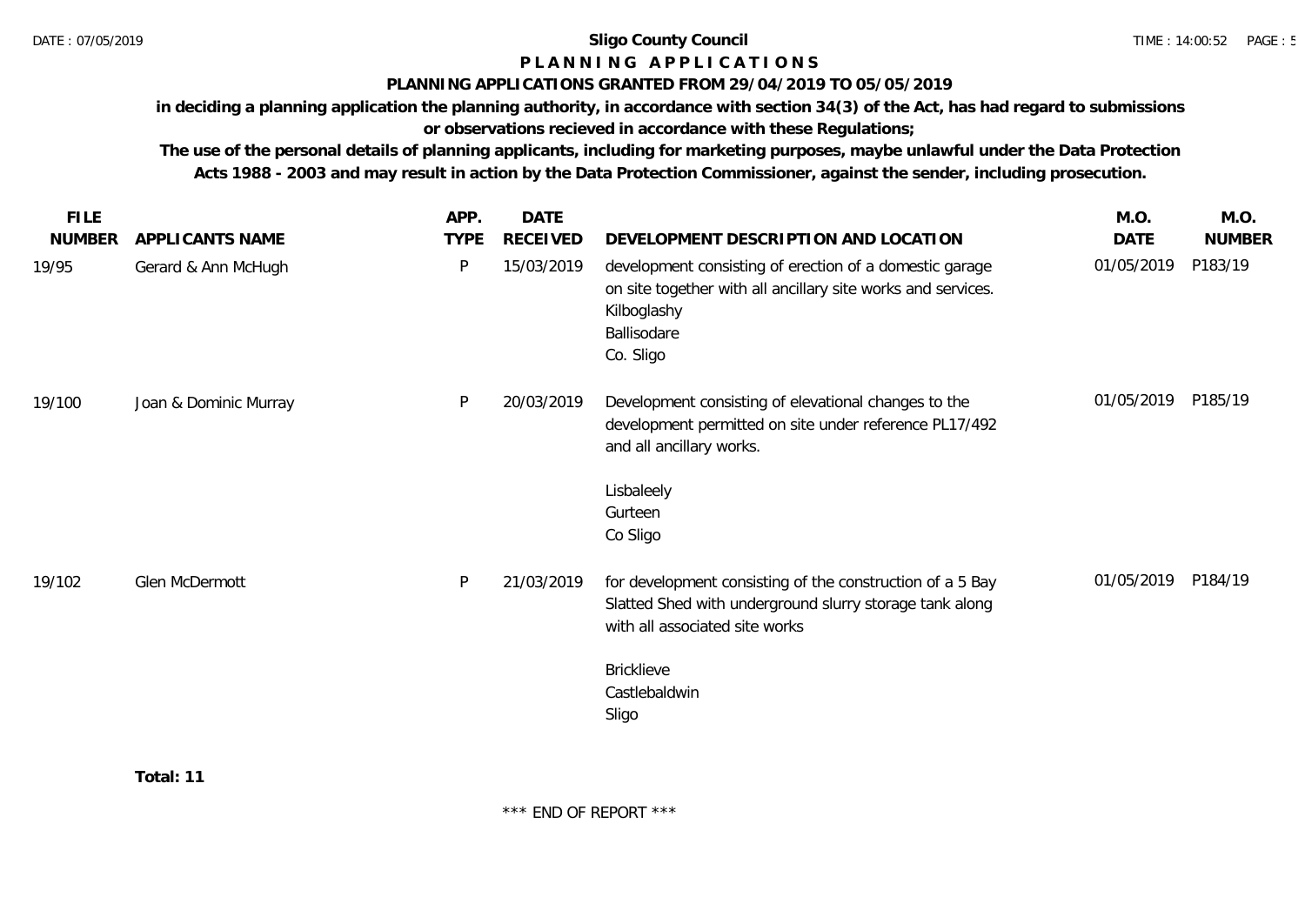**Sligo County Council**

**P L A N N I N G   A P P L I C A T I O N S**

**PLANNING APPLICATIONS GRANTED FROM 29/04/2019 TO 05/05/2019**

**in deciding a planning application the planning authority, in accordance with section 34(3) of the Act, has had regard to submissions or observations recieved in accordance with these Regulations;**

**The use of the personal details of planning applicants, including for marketing purposes, maybe unlawful under the Data Protection Acts 1988 - 2003 and may result in action by the Data Protection Commissioner, against the sender, including prosecution.**

| FILE NUMBER | APPLICANTS NAME | APP. TYPE | DATE RECEIVED | DEVELOPMENT DESCRIPTION AND LOCATION | M.O. DATE | M.O. NUMBER |
|---|---|---|---|---|---|---|
| 19/95 | Gerard & Ann McHugh | P | 15/03/2019 | development consisting of erection of a domestic garage on site together with all ancillary site works and services.<br>Kilboglashy<br>Ballisodare<br>Co. Sligo | 01/05/2019 | P183/19 |
| 19/100 | Joan & Dominic Murray | P | 20/03/2019 | Development consisting of elevational changes to the development permitted on site under reference PL17/492 and all ancillary works.<br><br>Lisbaleely<br>Gurteen<br>Co Sligo | 01/05/2019 | P185/19 |
| 19/102 | Glen McDermott | P | 21/03/2019 | for development consisting of the construction of a 5 Bay Slatted Shed with underground slurry storage tank along with all associated site works<br><br>Bricklieve<br>Castlebaldwin<br>Sligo | 01/05/2019 | P184/19 |

**Total: 11**

\*\*\* END OF REPORT \*\*\*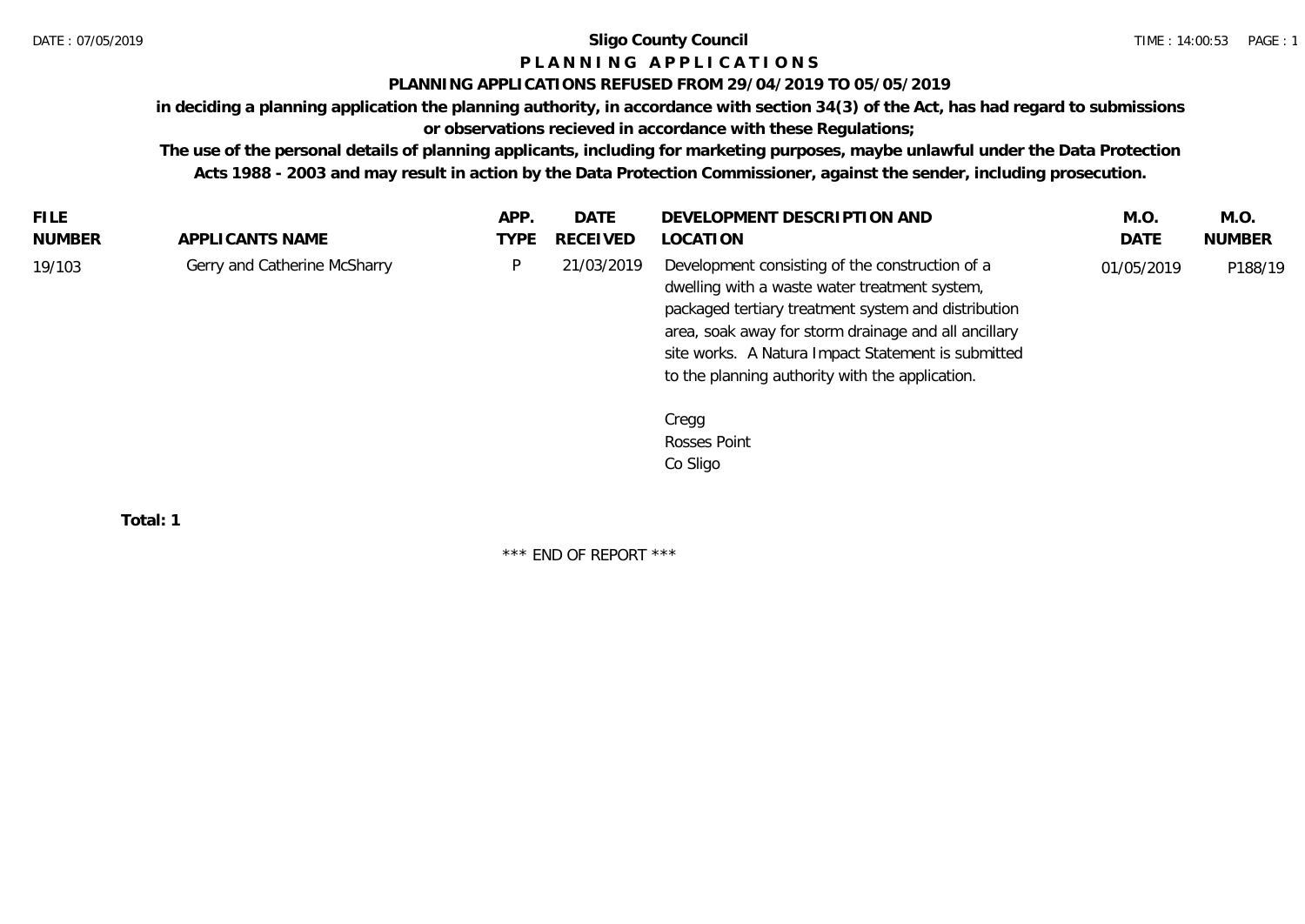**Sligo County Council**

**P L A N N I N G   A P P L I C A T I O N S**

**PLANNING APPLICATIONS REFUSED FROM 29/04/2019 TO 05/05/2019**

**in deciding a planning application the planning authority, in accordance with section 34(3) of the Act, has had regard to submissions or observations recieved in accordance with these Regulations;**

**The use of the personal details of planning applicants, including for marketing purposes, maybe unlawful under the Data Protection Acts 1988 - 2003 and may result in action by the Data Protection Commissioner, against the sender, including prosecution.**

| FILE NUMBER | APPLICANTS NAME | APP. TYPE | DATE RECEIVED | DEVELOPMENT DESCRIPTION AND LOCATION | M.O. DATE | M.O. NUMBER |
|---|---|---|---|---|---|---|
| 19/103 | Gerry and Catherine McSharry | P | 21/03/2019 | Development consisting of the construction of a dwelling with a waste water treatment system, packaged tertiary treatment system and distribution area, soak away for storm drainage and all ancillary site works. A Natura Impact Statement is submitted to the planning authority with the application.<br><br>Cregg<br>Rosses Point<br>Co Sligo | 01/05/2019 | P188/19 |

**Total: 1**

\*\*\* END OF REPORT \*\*\*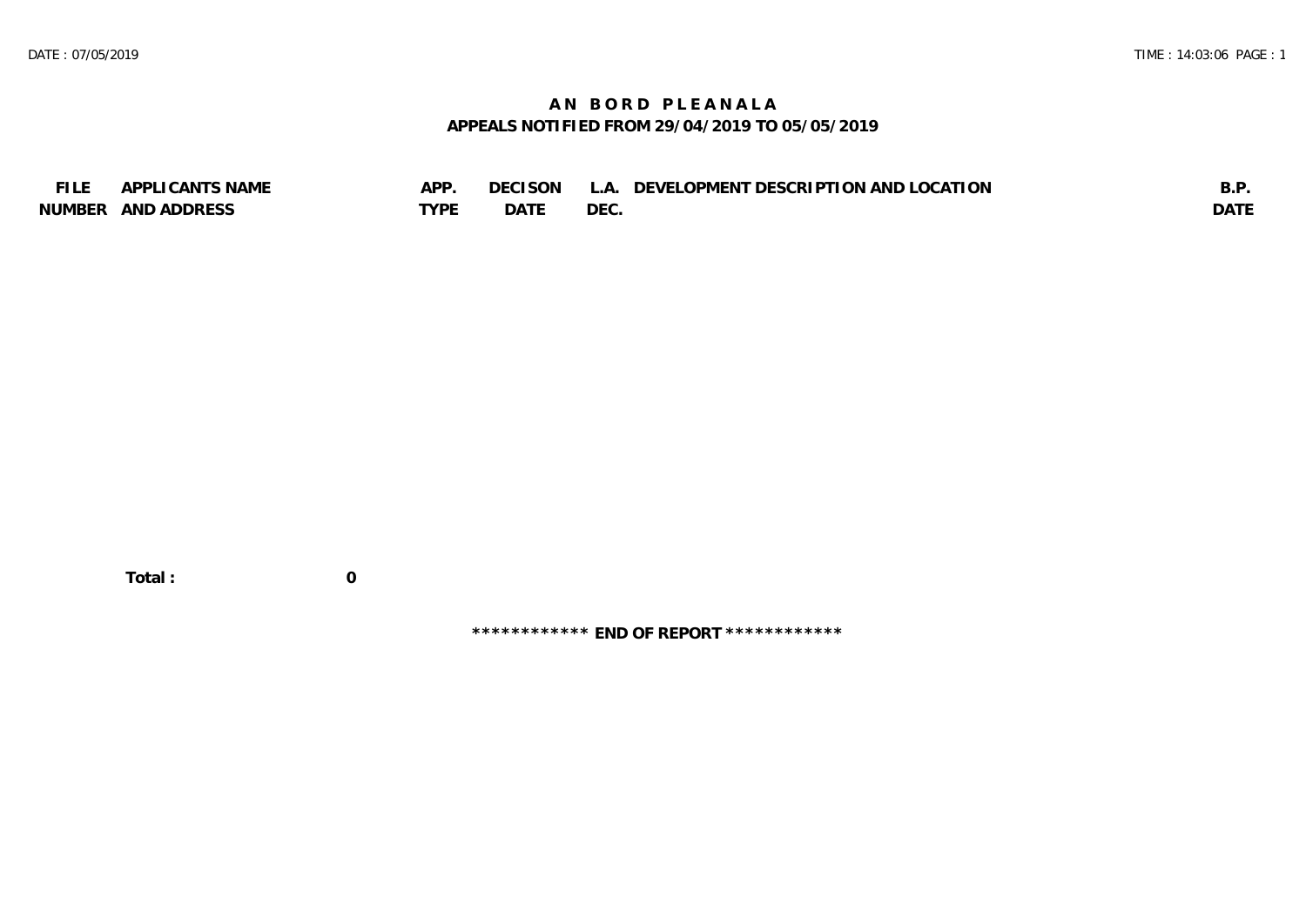# A N  B O R D  P L E A N A L A

## APPEALS NOTIFIED FROM 29/04/2019 TO 05/05/2019

| FILE NUMBER | APPLICANTS NAME AND ADDRESS | APP. TYPE | DECISON DATE | L.A. DEC. | DEVELOPMENT DESCRIPTION AND LOCATION | B.P. DATE |
|---|---|---|---|---|---|---|

**Total : 0**

**\*\*\*\*\*\*\*\*\*\*\*\* END OF REPORT \*\*\*\*\*\*\*\*\*\*\*\***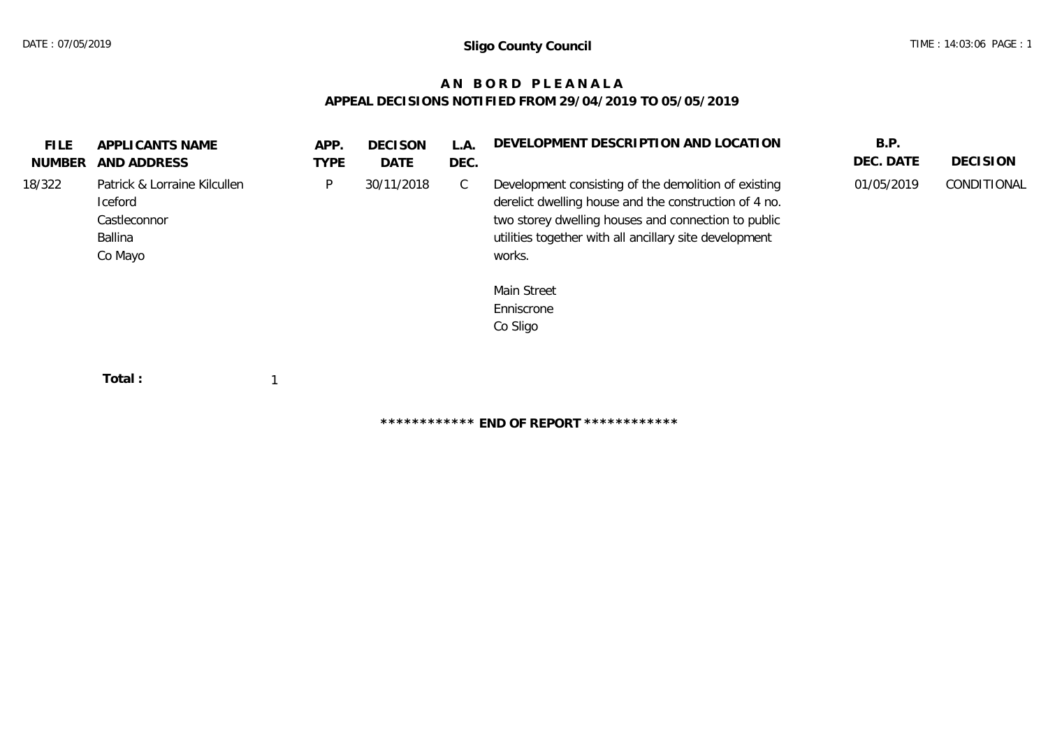**Sligo County Council**

# AN BORD PLEANALA
## APPEAL DECISIONS NOTIFIED FROM 29/04/2019 TO 05/05/2019

| FILE NUMBER | APPLICANTS NAME AND ADDRESS | APP. TYPE | DECISON DATE | L.A. DEC. | DEVELOPMENT DESCRIPTION AND LOCATION | B.P. DEC. DATE | DECISION |
|---|---|---|---|---|---|---|---|
| 18/322 | Patrick & Lorraine Kilcullen<br>Iceford<br>Castleconnor<br>Ballina<br>Co Mayo | P | 30/11/2018 | C | Development consisting of the demolition of existing derelict dwelling house and the construction of 4 no. two storey dwelling houses and connection to public utilities together with all ancillary site development works.<br><br>Main Street<br>Enniscrone<br>Co Sligo | 01/05/2019 | CONDITIONAL |

**Total :** 1

************ **END OF REPORT** ************